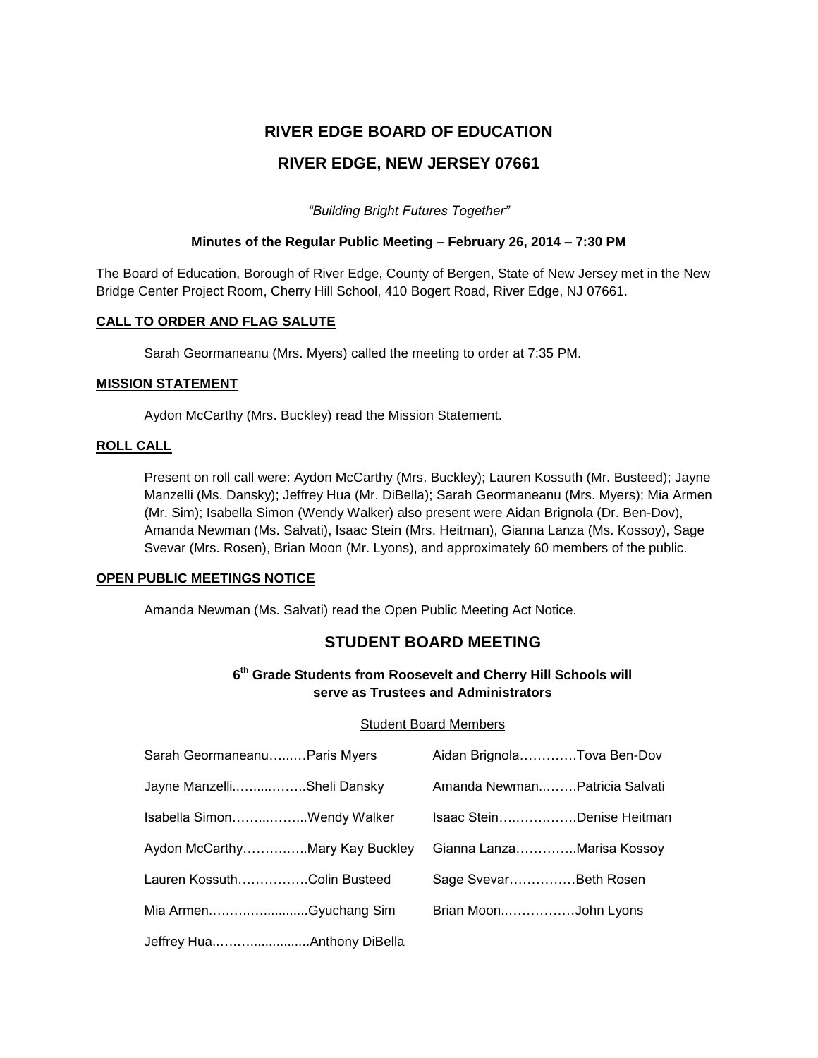# RIVER EDGE BOARD OF EDUCATION

# RIVER EDGE, NEW JERSEY 07661

*"Building Bright Futures Together"*

**Minutes of the Regular Public Meeting – February 26, 2014 – 7:30 PM**

The Board of Education, Borough of River Edge, County of Bergen, State of New Jersey met in the New Bridge Center Project Room, Cherry Hill School, 410 Bogert Road, River Edge, NJ 07661.

**CALL TO ORDER AND FLAG SALUTE**

Sarah Geormaneanu (Mrs. Myers) called the meeting to order at 7:35 PM.

**MISSION STATEMENT**

Aydon McCarthy (Mrs. Buckley) read the Mission Statement.

**ROLL CALL**

Present on roll call were: Aydon McCarthy (Mrs. Buckley); Lauren Kossuth (Mr. Busteed); Jayne Manzelli (Ms. Dansky); Jeffrey Hua (Mr. DiBella); Sarah Geormaneanu (Mrs. Myers); Mia Armen (Mr. Sim); Isabella Simon (Wendy Walker) also present were Aidan Brignola (Dr. Ben-Dov), Amanda Newman (Ms. Salvati), Isaac Stein (Mrs. Heitman), Gianna Lanza (Ms. Kossoy), Sage Svevar (Mrs. Rosen), Brian Moon (Mr. Lyons), and approximately 60 members of the public.

**OPEN PUBLIC MEETINGS NOTICE**

Amanda Newman (Ms. Salvati) read the Open Public Meeting Act Notice.

## STUDENT BOARD MEETING

**6th Grade Students from Roosevelt and Cherry Hill Schools will serve as Trustees and Administrators**

Student Board Members

Sarah Geormaneanu…...…Paris Myers

Jayne Manzelli.…....……..Sheli Dansky

Isabella Simon……...……...Wendy Walker

Aydon McCarthy…………..Mary Kay Buckley

Lauren Kossuth……………Colin Busteed

Mia Armen.….….…...........Gyuchang Sim

Jeffrey Hua.…….…............Anthony DiBella

Aidan Brignola…………Tova Ben-Dov

Amanda Newman.……..Patricia Salvati

Isaac Stein….…….……Denise Heitman

Gianna Lanza…………..Marisa Kossoy

Sage Svevar……………Beth Rosen

Brian Moon.……………John Lyons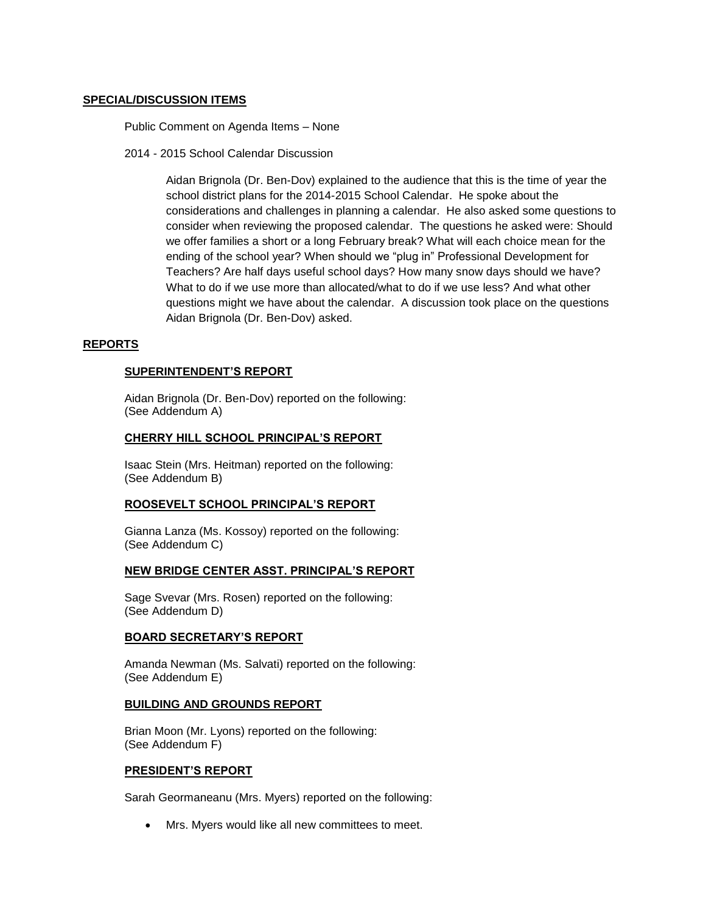## SPECIAL/DISCUSSION ITEMS

Public Comment on Agenda Items – None

2014 - 2015 School Calendar Discussion

Aidan Brignola (Dr. Ben-Dov) explained to the audience that this is the time of year the school district plans for the 2014-2015 School Calendar. He spoke about the considerations and challenges in planning a calendar. He also asked some questions to consider when reviewing the proposed calendar. The questions he asked were: Should we offer families a short or a long February break? What will each choice mean for the ending of the school year? When should we "plug in" Professional Development for Teachers? Are half days useful school days? How many snow days should we have? What to do if we use more than allocated/what to do if we use less? And what other questions might we have about the calendar. A discussion took place on the questions Aidan Brignola (Dr. Ben-Dov) asked.

## REPORTS

### SUPERINTENDENT'S REPORT

Aidan Brignola (Dr. Ben-Dov) reported on the following:
(See Addendum A)

### CHERRY HILL SCHOOL PRINCIPAL'S REPORT

Isaac Stein (Mrs. Heitman) reported on the following:
(See Addendum B)

### ROOSEVELT SCHOOL PRINCIPAL'S REPORT

Gianna Lanza (Ms. Kossoy) reported on the following:
(See Addendum C)

### NEW BRIDGE CENTER ASST. PRINCIPAL'S REPORT

Sage Svevar (Mrs. Rosen) reported on the following:
(See Addendum D)

### BOARD SECRETARY'S REPORT

Amanda Newman (Ms. Salvati) reported on the following:
(See Addendum E)

### BUILDING AND GROUNDS REPORT

Brian Moon (Mr. Lyons) reported on the following:
(See Addendum F)

### PRESIDENT'S REPORT

Sarah Geormaneanu (Mrs. Myers) reported on the following:

- Mrs. Myers would like all new committees to meet.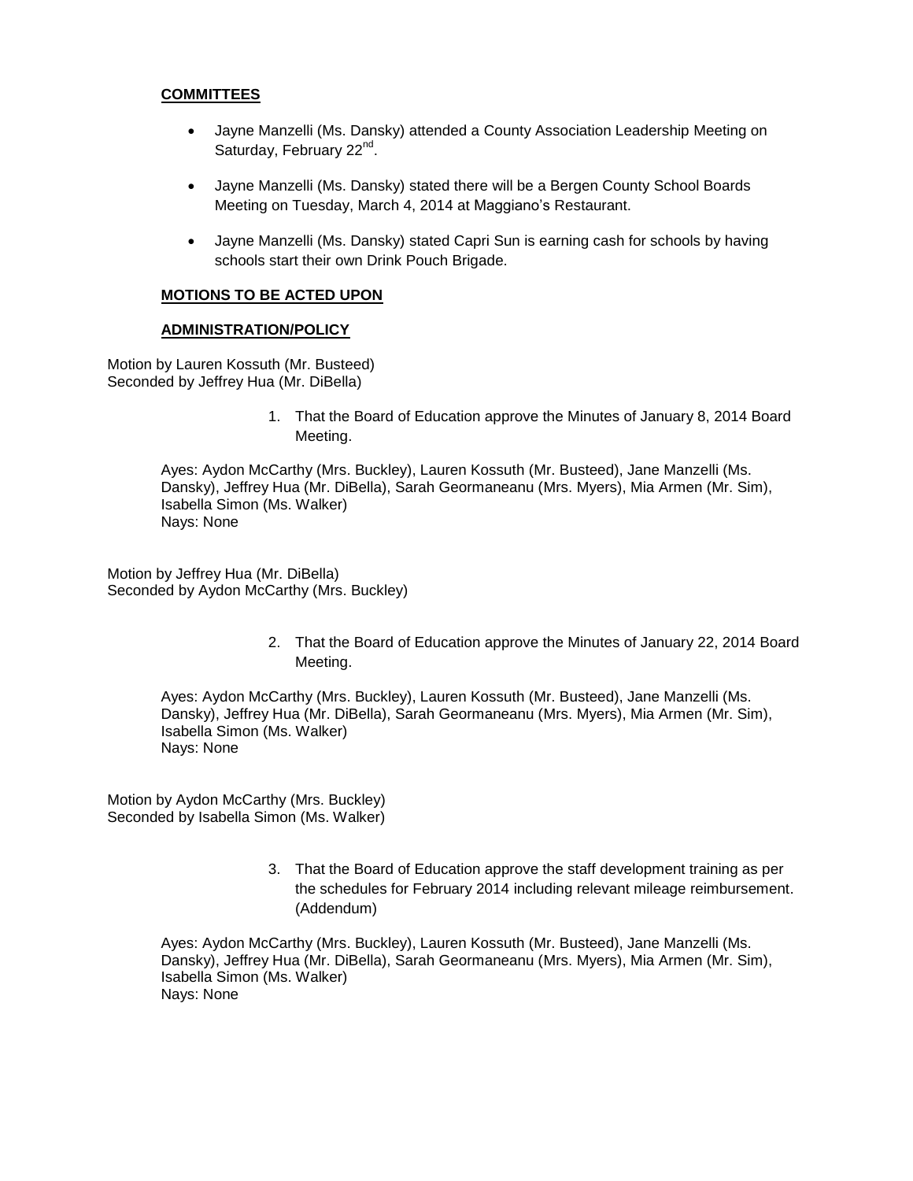**COMMITTEES**

- Jayne Manzelli (Ms. Dansky) attended a County Association Leadership Meeting on Saturday, February 22nd.
- Jayne Manzelli (Ms. Dansky) stated there will be a Bergen County School Boards Meeting on Tuesday, March 4, 2014 at Maggiano's Restaurant.
- Jayne Manzelli (Ms. Dansky) stated Capri Sun is earning cash for schools by having schools start their own Drink Pouch Brigade.

**MOTIONS TO BE ACTED UPON**

**ADMINISTRATION/POLICY**

Motion by Lauren Kossuth (Mr. Busteed)
Seconded by Jeffrey Hua (Mr. DiBella)

1. That the Board of Education approve the Minutes of January 8, 2014 Board Meeting.

Ayes: Aydon McCarthy (Mrs. Buckley), Lauren Kossuth (Mr. Busteed), Jane Manzelli (Ms. Dansky), Jeffrey Hua (Mr. DiBella), Sarah Geormaneanu (Mrs. Myers), Mia Armen (Mr. Sim), Isabella Simon (Ms. Walker)
Nays: None

Motion by Jeffrey Hua (Mr. DiBella)
Seconded by Aydon McCarthy (Mrs. Buckley)

2. That the Board of Education approve the Minutes of January 22, 2014 Board Meeting.

Ayes: Aydon McCarthy (Mrs. Buckley), Lauren Kossuth (Mr. Busteed), Jane Manzelli (Ms. Dansky), Jeffrey Hua (Mr. DiBella), Sarah Geormaneanu (Mrs. Myers), Mia Armen (Mr. Sim), Isabella Simon (Ms. Walker)
Nays: None

Motion by Aydon McCarthy (Mrs. Buckley)
Seconded by Isabella Simon (Ms. Walker)

3. That the Board of Education approve the staff development training as per the schedules for February 2014 including relevant mileage reimbursement. (Addendum)

Ayes: Aydon McCarthy (Mrs. Buckley), Lauren Kossuth (Mr. Busteed), Jane Manzelli (Ms. Dansky), Jeffrey Hua (Mr. DiBella), Sarah Geormaneanu (Mrs. Myers), Mia Armen (Mr. Sim), Isabella Simon (Ms. Walker)
Nays: None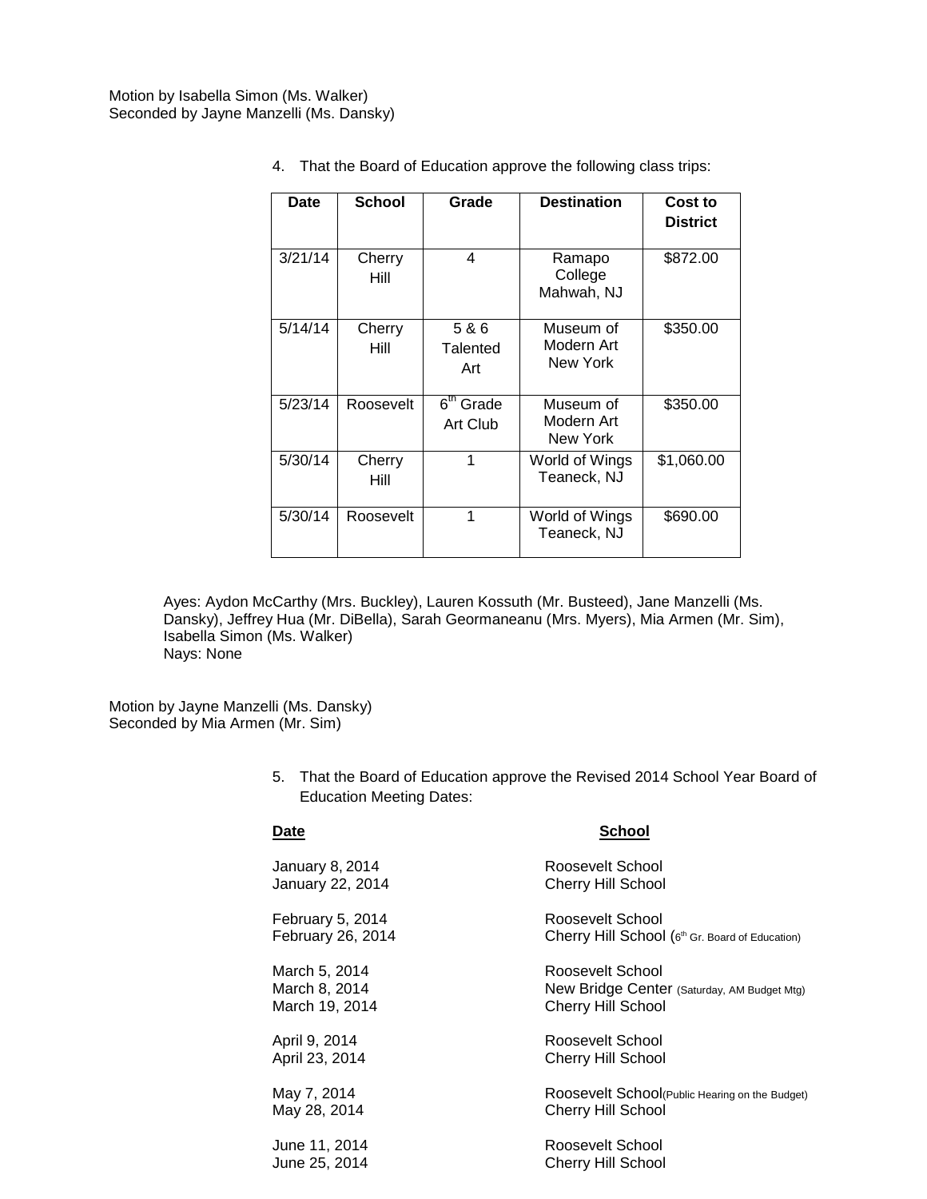Motion by Isabella Simon (Ms. Walker)
Seconded by Jayne Manzelli (Ms. Dansky)

4. That the Board of Education approve the following class trips:

| Date | School | Grade | Destination | Cost to District |
|---|---|---|---|---|
| 3/21/14 | Cherry Hill | 4 | Ramapo College Mahwah, NJ | $872.00 |
| 5/14/14 | Cherry Hill | 5 & 6 Talented Art | Museum of Modern Art New York | $350.00 |
| 5/23/14 | Roosevelt | 6th Grade Art Club | Museum of Modern Art New York | $350.00 |
| 5/30/14 | Cherry Hill | 1 | World of Wings Teaneck, NJ | $1,060.00 |
| 5/30/14 | Roosevelt | 1 | World of Wings Teaneck, NJ | $690.00 |

Ayes: Aydon McCarthy (Mrs. Buckley), Lauren Kossuth (Mr. Busteed), Jane Manzelli (Ms. Dansky), Jeffrey Hua (Mr. DiBella), Sarah Geormaneanu (Mrs. Myers), Mia Armen (Mr. Sim), Isabella Simon (Ms. Walker)
Nays: None

Motion by Jayne Manzelli (Ms. Dansky)
Seconded by Mia Armen (Mr. Sim)

5. That the Board of Education approve the Revised 2014 School Year Board of Education Meeting Dates:

| Date | School |
|---|---|
| January 8, 2014 | Roosevelt School |
| January 22, 2014 | Cherry Hill School |
| February 5, 2014 | Roosevelt School |
| February 26, 2014 | Cherry Hill School (6th Gr. Board of Education) |
| March 5, 2014 | Roosevelt School |
| March 8, 2014 | New Bridge Center (Saturday, AM Budget Mtg) |
| March 19, 2014 | Cherry Hill School |
| April 9, 2014 | Roosevelt School |
| April 23, 2014 | Cherry Hill School |
| May 7, 2014 | Roosevelt School (Public Hearing on the Budget) |
| May 28, 2014 | Cherry Hill School |
| June 11, 2014 | Roosevelt School |
| June 25, 2014 | Cherry Hill School |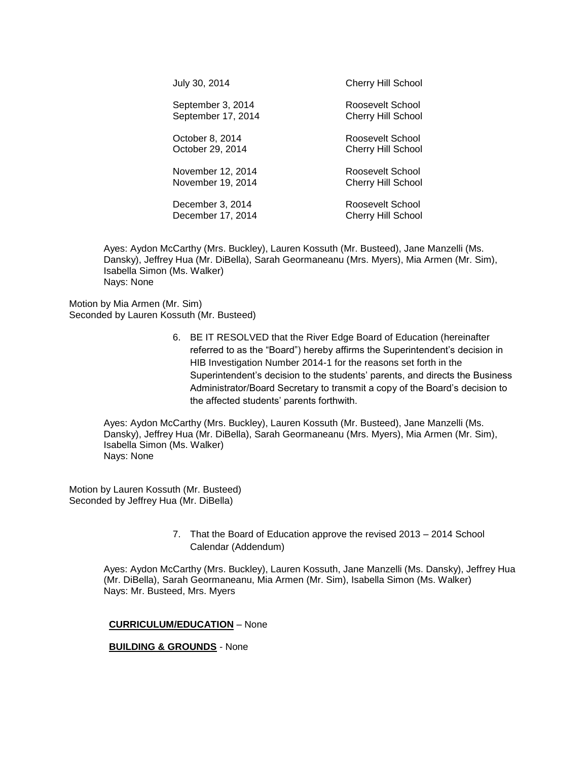| | |
|---|---|
| July 30, 2014 | Cherry Hill School |
| September 3, 2014 | Roosevelt School |
| September 17, 2014 | Cherry Hill School |
| October 8, 2014 | Roosevelt School |
| October 29, 2014 | Cherry Hill School |
| November 12, 2014 | Roosevelt School |
| November 19, 2014 | Cherry Hill School |
| December 3, 2014 | Roosevelt School |
| December 17, 2014 | Cherry Hill School |

Ayes: Aydon McCarthy (Mrs. Buckley), Lauren Kossuth (Mr. Busteed), Jane Manzelli (Ms. Dansky), Jeffrey Hua (Mr. DiBella), Sarah Geormaneanu (Mrs. Myers), Mia Armen (Mr. Sim), Isabella Simon (Ms. Walker)
Nays: None

Motion by Mia Armen (Mr. Sim)
Seconded by Lauren Kossuth (Mr. Busteed)

6. BE IT RESOLVED that the River Edge Board of Education (hereinafter referred to as the "Board") hereby affirms the Superintendent's decision in HIB Investigation Number 2014-1 for the reasons set forth in the Superintendent's decision to the students' parents, and directs the Business Administrator/Board Secretary to transmit a copy of the Board's decision to the affected students' parents forthwith.

Ayes: Aydon McCarthy (Mrs. Buckley), Lauren Kossuth (Mr. Busteed), Jane Manzelli (Ms. Dansky), Jeffrey Hua (Mr. DiBella), Sarah Geormaneanu (Mrs. Myers), Mia Armen (Mr. Sim), Isabella Simon (Ms. Walker)
Nays: None

Motion by Lauren Kossuth (Mr. Busteed)
Seconded by Jeffrey Hua (Mr. DiBella)

7. That the Board of Education approve the revised 2013 – 2014 School Calendar (Addendum)

Ayes: Aydon McCarthy (Mrs. Buckley), Lauren Kossuth, Jane Manzelli (Ms. Dansky), Jeffrey Hua (Mr. DiBella), Sarah Geormaneanu, Mia Armen (Mr. Sim), Isabella Simon (Ms. Walker)
Nays: Mr. Busteed, Mrs. Myers

**CURRICULUM/EDUCATION** – None

**BUILDING & GROUNDS** - None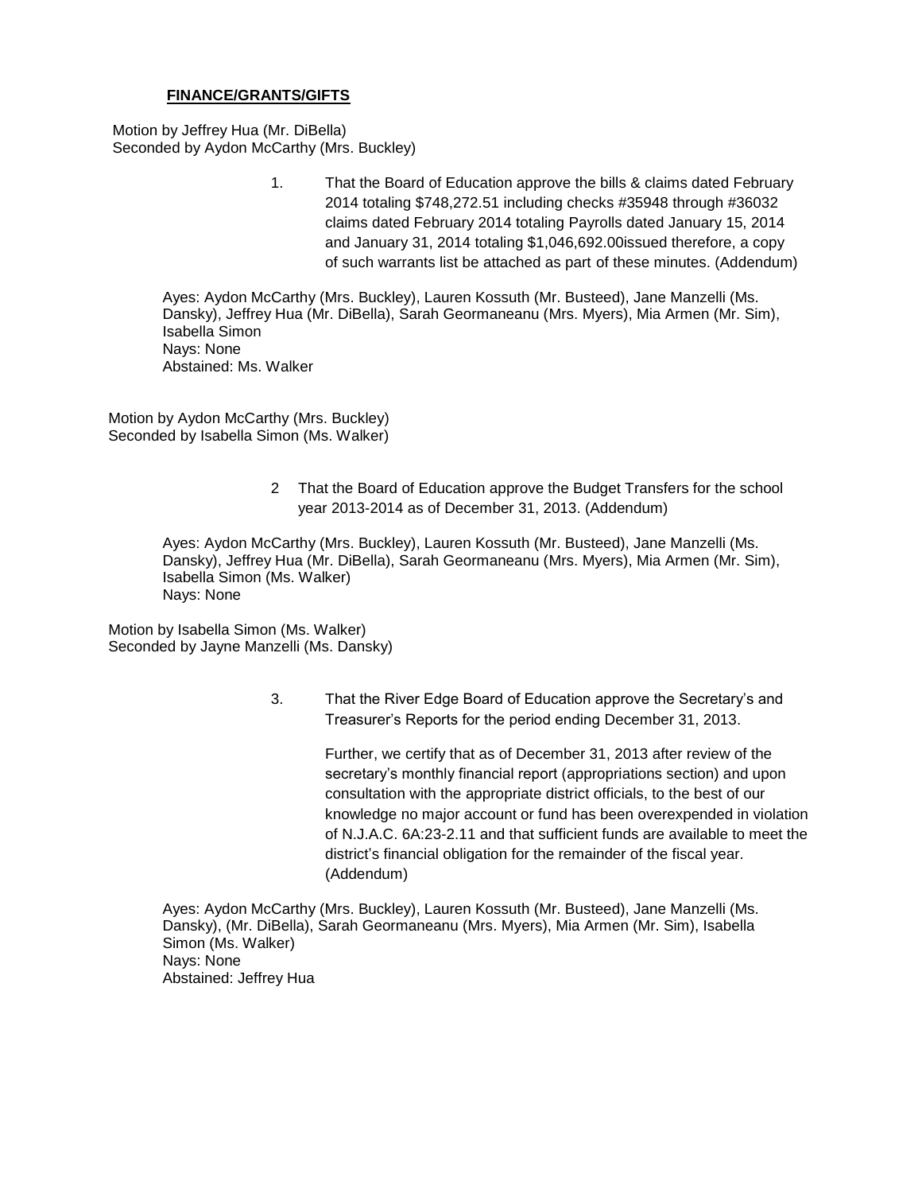## **FINANCE/GRANTS/GIFTS**

Motion by Jeffrey Hua (Mr. DiBella)
Seconded by Aydon McCarthy (Mrs. Buckley)

1. That the Board of Education approve the bills & claims dated February 2014 totaling $748,272.51 including checks #35948 through #36032 claims dated February 2014 totaling Payrolls dated January 15, 2014 and January 31, 2014 totaling $1,046,692.00issued therefore, a copy of such warrants list be attached as part of these minutes. (Addendum)

Ayes: Aydon McCarthy (Mrs. Buckley), Lauren Kossuth (Mr. Busteed), Jane Manzelli (Ms. Dansky), Jeffrey Hua (Mr. DiBella), Sarah Geormaneanu (Mrs. Myers), Mia Armen (Mr. Sim), Isabella Simon
Nays: None
Abstained: Ms. Walker

Motion by Aydon McCarthy (Mrs. Buckley)
Seconded by Isabella Simon (Ms. Walker)

2. That the Board of Education approve the Budget Transfers for the school year 2013-2014 as of December 31, 2013. (Addendum)

Ayes: Aydon McCarthy (Mrs. Buckley), Lauren Kossuth (Mr. Busteed), Jane Manzelli (Ms. Dansky), Jeffrey Hua (Mr. DiBella), Sarah Geormaneanu (Mrs. Myers), Mia Armen (Mr. Sim), Isabella Simon (Ms. Walker)
Nays: None

Motion by Isabella Simon (Ms. Walker)
Seconded by Jayne Manzelli (Ms. Dansky)

3. That the River Edge Board of Education approve the Secretary's and Treasurer's Reports for the period ending December 31, 2013.

   Further, we certify that as of December 31, 2013 after review of the secretary's monthly financial report (appropriations section) and upon consultation with the appropriate district officials, to the best of our knowledge no major account or fund has been overexpended in violation of N.J.A.C. 6A:23-2.11 and that sufficient funds are available to meet the district's financial obligation for the remainder of the fiscal year. (Addendum)

Ayes: Aydon McCarthy (Mrs. Buckley), Lauren Kossuth (Mr. Busteed), Jane Manzelli (Ms. Dansky), (Mr. DiBella), Sarah Geormaneanu (Mrs. Myers), Mia Armen (Mr. Sim), Isabella Simon (Ms. Walker)
Nays: None
Abstained: Jeffrey Hua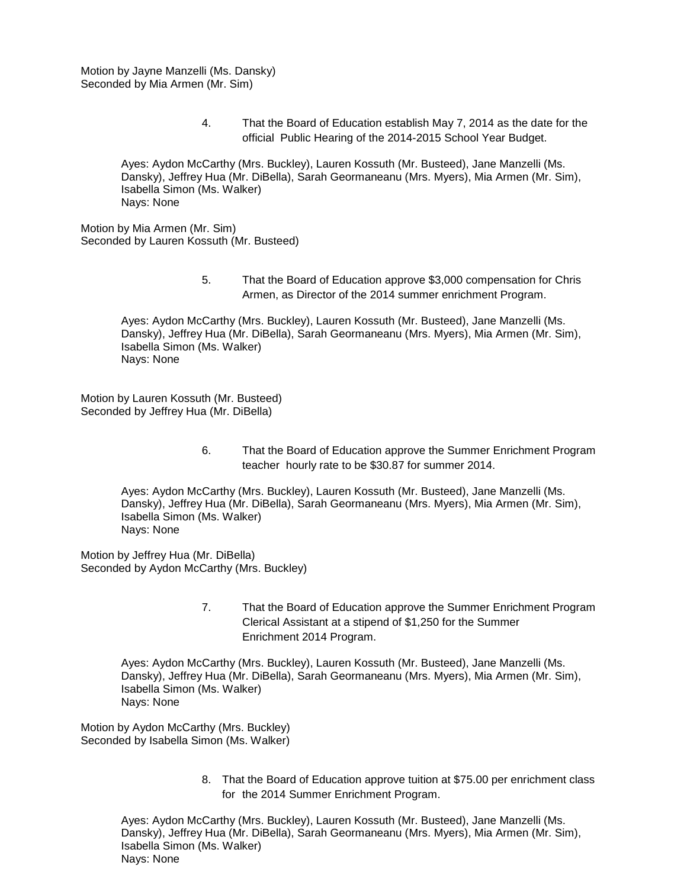Motion by Jayne Manzelli (Ms. Dansky)
Seconded by Mia Armen (Mr. Sim)

4. That the Board of Education establish May 7, 2014 as the date for the official Public Hearing of the 2014-2015 School Year Budget.

Ayes: Aydon McCarthy (Mrs. Buckley), Lauren Kossuth (Mr. Busteed), Jane Manzelli (Ms. Dansky), Jeffrey Hua (Mr. DiBella), Sarah Geormaneanu (Mrs. Myers), Mia Armen (Mr. Sim), Isabella Simon (Ms. Walker)
Nays: None

Motion by Mia Armen (Mr. Sim)
Seconded by Lauren Kossuth (Mr. Busteed)

5. That the Board of Education approve $3,000 compensation for Chris Armen, as Director of the 2014 summer enrichment Program.

Ayes: Aydon McCarthy (Mrs. Buckley), Lauren Kossuth (Mr. Busteed), Jane Manzelli (Ms. Dansky), Jeffrey Hua (Mr. DiBella), Sarah Geormaneanu (Mrs. Myers), Mia Armen (Mr. Sim), Isabella Simon (Ms. Walker)
Nays: None

Motion by Lauren Kossuth (Mr. Busteed)
Seconded by Jeffrey Hua (Mr. DiBella)

6. That the Board of Education approve the Summer Enrichment Program teacher hourly rate to be $30.87 for summer 2014.

Ayes: Aydon McCarthy (Mrs. Buckley), Lauren Kossuth (Mr. Busteed), Jane Manzelli (Ms. Dansky), Jeffrey Hua (Mr. DiBella), Sarah Geormaneanu (Mrs. Myers), Mia Armen (Mr. Sim), Isabella Simon (Ms. Walker)
Nays: None

Motion by Jeffrey Hua (Mr. DiBella)
Seconded by Aydon McCarthy (Mrs. Buckley)

7. That the Board of Education approve the Summer Enrichment Program Clerical Assistant at a stipend of $1,250 for the Summer Enrichment 2014 Program.

Ayes: Aydon McCarthy (Mrs. Buckley), Lauren Kossuth (Mr. Busteed), Jane Manzelli (Ms. Dansky), Jeffrey Hua (Mr. DiBella), Sarah Geormaneanu (Mrs. Myers), Mia Armen (Mr. Sim), Isabella Simon (Ms. Walker)
Nays: None

Motion by Aydon McCarthy (Mrs. Buckley)
Seconded by Isabella Simon (Ms. Walker)

8. That the Board of Education approve tuition at $75.00 per enrichment class for the 2014 Summer Enrichment Program.

Ayes: Aydon McCarthy (Mrs. Buckley), Lauren Kossuth (Mr. Busteed), Jane Manzelli (Ms. Dansky), Jeffrey Hua (Mr. DiBella), Sarah Geormaneanu (Mrs. Myers), Mia Armen (Mr. Sim), Isabella Simon (Ms. Walker)
Nays: None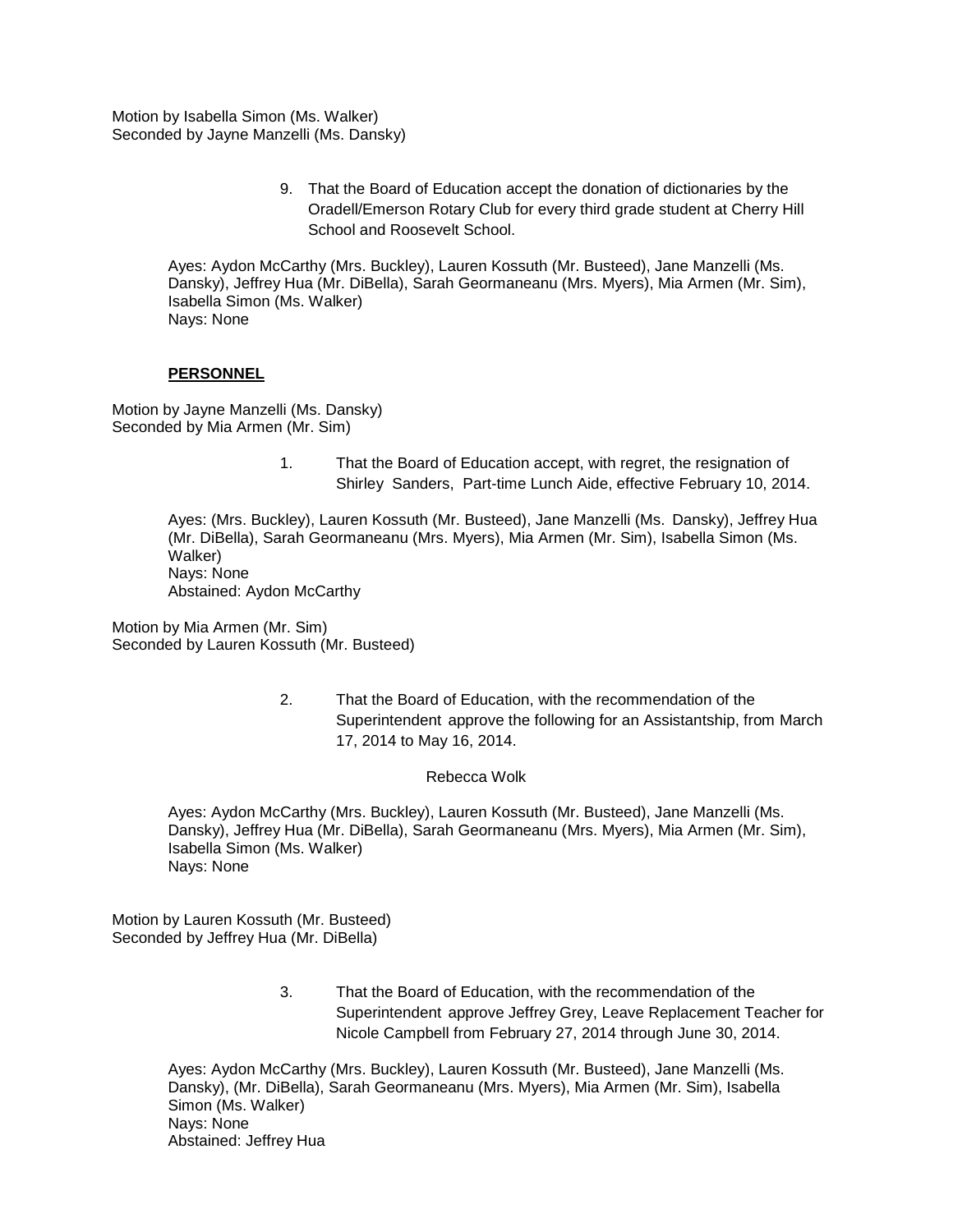Motion by Isabella Simon (Ms. Walker)
Seconded by Jayne Manzelli (Ms. Dansky)

9. That the Board of Education accept the donation of dictionaries by the Oradell/Emerson Rotary Club for every third grade student at Cherry Hill School and Roosevelt School.

Ayes: Aydon McCarthy (Mrs. Buckley), Lauren Kossuth (Mr. Busteed), Jane Manzelli (Ms. Dansky), Jeffrey Hua (Mr. DiBella), Sarah Geormaneanu (Mrs. Myers), Mia Armen (Mr. Sim), Isabella Simon (Ms. Walker)
Nays: None

**PERSONNEL**

Motion by Jayne Manzelli (Ms. Dansky)
Seconded by Mia Armen (Mr. Sim)

1. That the Board of Education accept, with regret, the resignation of Shirley Sanders, Part-time Lunch Aide, effective February 10, 2014.

Ayes: (Mrs. Buckley), Lauren Kossuth (Mr. Busteed), Jane Manzelli (Ms. Dansky), Jeffrey Hua (Mr. DiBella), Sarah Geormaneanu (Mrs. Myers), Mia Armen (Mr. Sim), Isabella Simon (Ms. Walker)
Nays: None
Abstained: Aydon McCarthy

Motion by Mia Armen (Mr. Sim)
Seconded by Lauren Kossuth (Mr. Busteed)

2. That the Board of Education, with the recommendation of the Superintendent approve the following for an Assistantship, from March 17, 2014 to May 16, 2014.

Rebecca Wolk

Ayes: Aydon McCarthy (Mrs. Buckley), Lauren Kossuth (Mr. Busteed), Jane Manzelli (Ms. Dansky), Jeffrey Hua (Mr. DiBella), Sarah Geormaneanu (Mrs. Myers), Mia Armen (Mr. Sim), Isabella Simon (Ms. Walker)
Nays: None

Motion by Lauren Kossuth (Mr. Busteed)
Seconded by Jeffrey Hua (Mr. DiBella)

3. That the Board of Education, with the recommendation of the Superintendent approve Jeffrey Grey, Leave Replacement Teacher for Nicole Campbell from February 27, 2014 through June 30, 2014.

Ayes: Aydon McCarthy (Mrs. Buckley), Lauren Kossuth (Mr. Busteed), Jane Manzelli (Ms. Dansky), (Mr. DiBella), Sarah Geormaneanu (Mrs. Myers), Mia Armen (Mr. Sim), Isabella Simon (Ms. Walker)
Nays: None
Abstained: Jeffrey Hua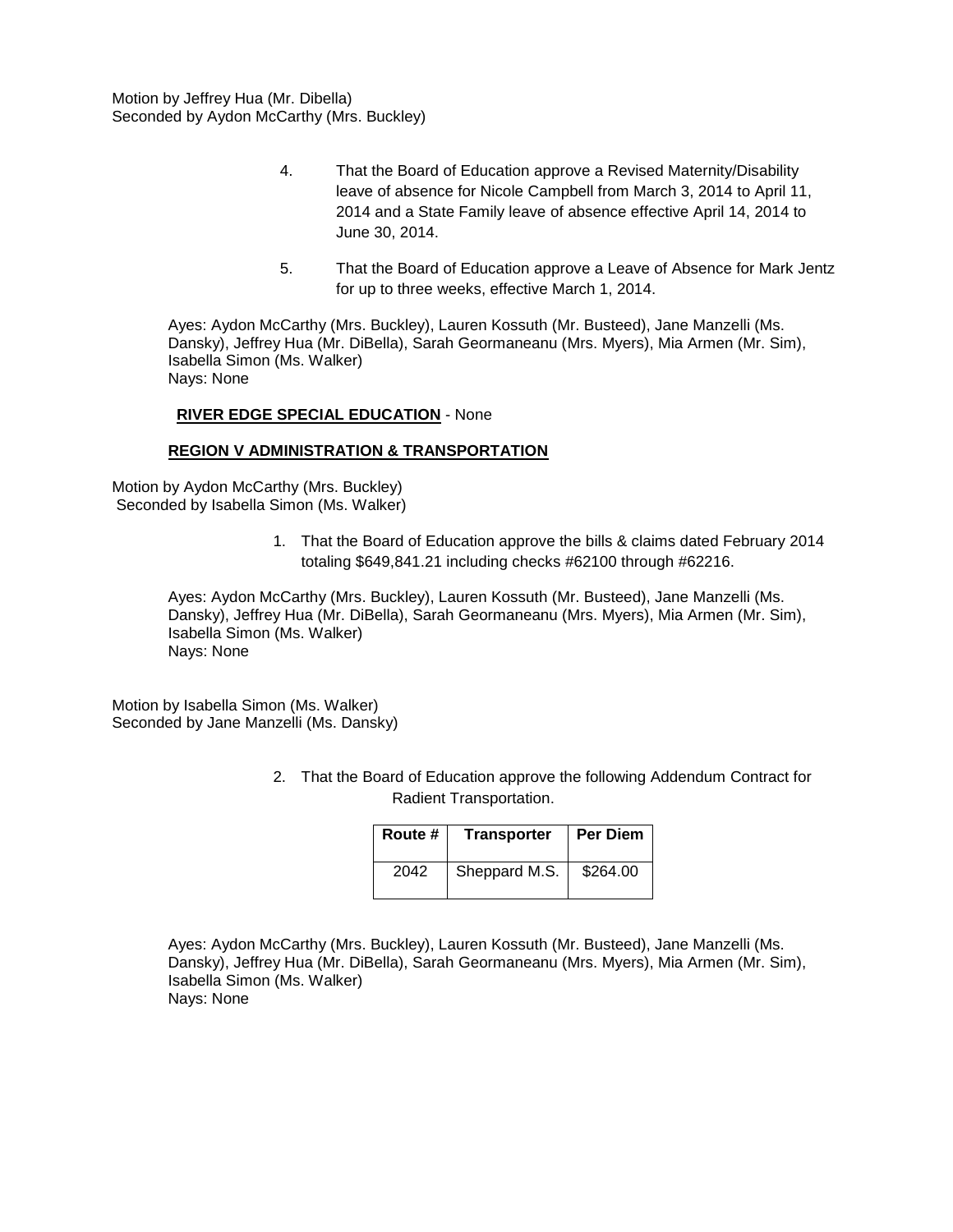Motion by Jeffrey Hua (Mr. Dibella)
Seconded by Aydon McCarthy (Mrs. Buckley)

4. That the Board of Education approve a Revised Maternity/Disability leave of absence for Nicole Campbell from March 3, 2014 to April 11, 2014 and a State Family leave of absence effective April 14, 2014 to June 30, 2014.

5. That the Board of Education approve a Leave of Absence for Mark Jentz for up to three weeks, effective March 1, 2014.

Ayes: Aydon McCarthy (Mrs. Buckley), Lauren Kossuth (Mr. Busteed), Jane Manzelli (Ms. Dansky), Jeffrey Hua (Mr. DiBella), Sarah Geormaneanu (Mrs. Myers), Mia Armen (Mr. Sim), Isabella Simon (Ms. Walker)
Nays: None

**RIVER EDGE SPECIAL EDUCATION** - None

**REGION V ADMINISTRATION & TRANSPORTATION**

Motion by Aydon McCarthy (Mrs. Buckley)
Seconded by Isabella Simon (Ms. Walker)

1. That the Board of Education approve the bills & claims dated February 2014 totaling $649,841.21 including checks #62100 through #62216.

Ayes: Aydon McCarthy (Mrs. Buckley), Lauren Kossuth (Mr. Busteed), Jane Manzelli (Ms. Dansky), Jeffrey Hua (Mr. DiBella), Sarah Geormaneanu (Mrs. Myers), Mia Armen (Mr. Sim), Isabella Simon (Ms. Walker)
Nays: None

Motion by Isabella Simon (Ms. Walker)
Seconded by Jane Manzelli (Ms. Dansky)

2. That the Board of Education approve the following Addendum Contract for Radient Transportation.

| Route # | Transporter | Per Diem |
|---|---|---|
| 2042 | Sheppard M.S. | $264.00 |

Ayes: Aydon McCarthy (Mrs. Buckley), Lauren Kossuth (Mr. Busteed), Jane Manzelli (Ms. Dansky), Jeffrey Hua (Mr. DiBella), Sarah Geormaneanu (Mrs. Myers), Mia Armen (Mr. Sim), Isabella Simon (Ms. Walker)
Nays: None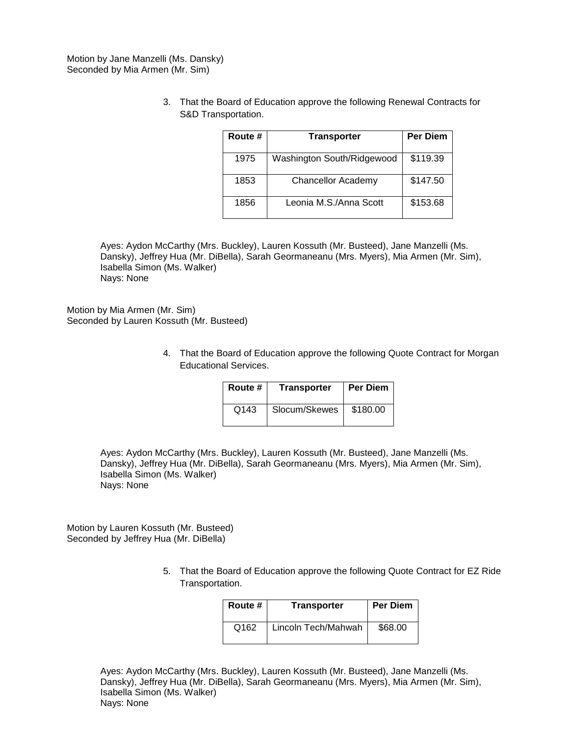Motion by Jane Manzelli (Ms. Dansky)
Seconded by Mia Armen (Mr. Sim)

3. That the Board of Education approve the following Renewal Contracts for S&D Transportation.

| Route # | Transporter | Per Diem |
|---|---|---|
| 1975 | Washington South/Ridgewood | $119.39 |
| 1853 | Chancellor Academy | $147.50 |
| 1856 | Leonia M.S./Anna Scott | $153.68 |

Ayes: Aydon McCarthy (Mrs. Buckley), Lauren Kossuth (Mr. Busteed), Jane Manzelli (Ms. Dansky), Jeffrey Hua (Mr. DiBella), Sarah Geormaneanu (Mrs. Myers), Mia Armen (Mr. Sim), Isabella Simon (Ms. Walker)
Nays: None

Motion by Mia Armen (Mr. Sim)
Seconded by Lauren Kossuth (Mr. Busteed)

4. That the Board of Education approve the following Quote Contract for Morgan Educational Services.

| Route # | Transporter | Per Diem |
|---|---|---|
| Q143 | Slocum/Skewes | $180.00 |

Ayes: Aydon McCarthy (Mrs. Buckley), Lauren Kossuth (Mr. Busteed), Jane Manzelli (Ms. Dansky), Jeffrey Hua (Mr. DiBella), Sarah Geormaneanu (Mrs. Myers), Mia Armen (Mr. Sim), Isabella Simon (Ms. Walker)
Nays: None

Motion by Lauren Kossuth (Mr. Busteed)
Seconded by Jeffrey Hua (Mr. DiBella)

5. That the Board of Education approve the following Quote Contract for EZ Ride Transportation.

| Route # | Transporter | Per Diem |
|---|---|---|
| Q162 | Lincoln Tech/Mahwah | $68.00 |

Ayes: Aydon McCarthy (Mrs. Buckley), Lauren Kossuth (Mr. Busteed), Jane Manzelli (Ms. Dansky), Jeffrey Hua (Mr. DiBella), Sarah Geormaneanu (Mrs. Myers), Mia Armen (Mr. Sim), Isabella Simon (Ms. Walker)
Nays: None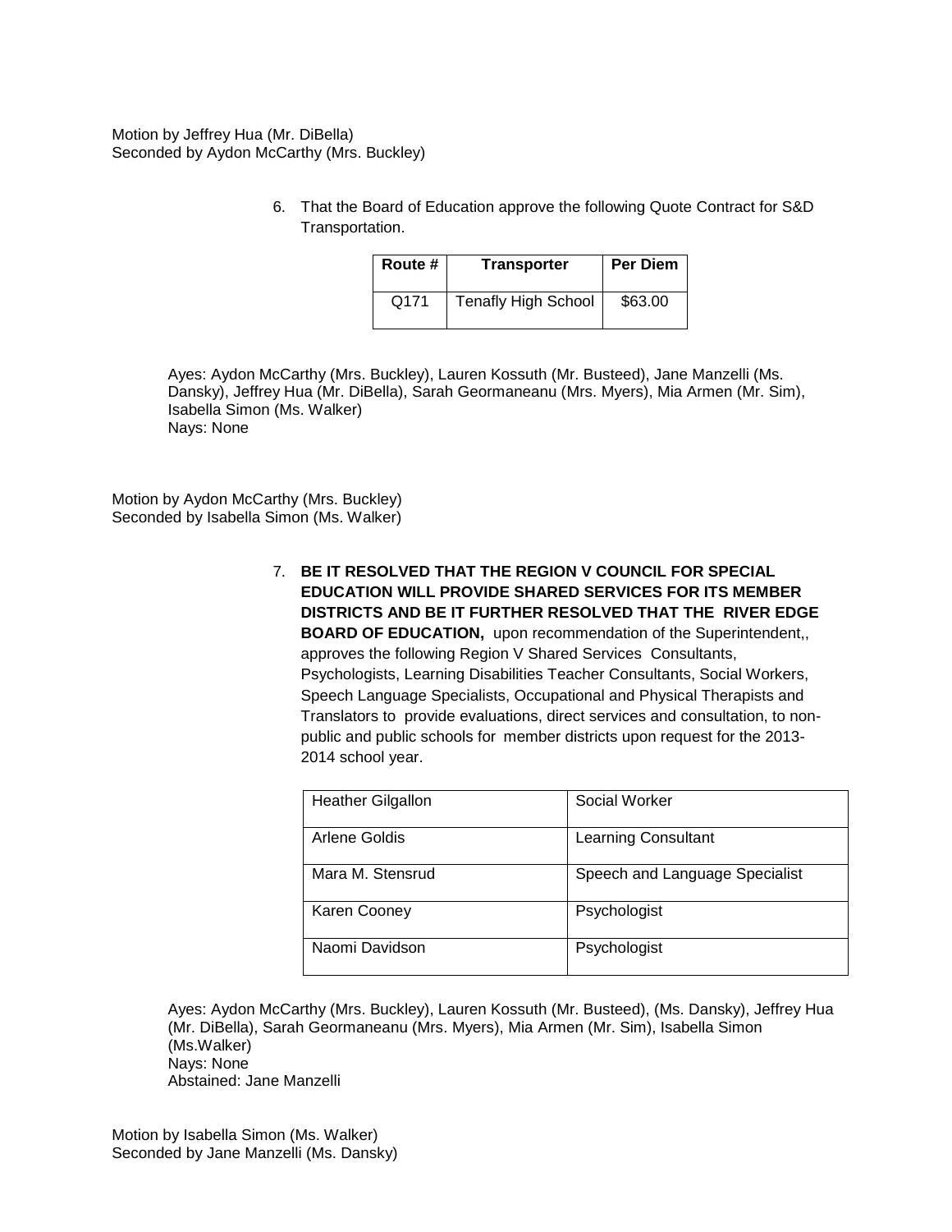Motion by Jeffrey Hua (Mr. DiBella)
Seconded by Aydon McCarthy (Mrs. Buckley)

6. That the Board of Education approve the following Quote Contract for S&D Transportation.

| Route # | Transporter | Per Diem |
|---|---|---|
| Q171 | Tenafly High School | $63.00 |

Ayes: Aydon McCarthy (Mrs. Buckley), Lauren Kossuth (Mr. Busteed), Jane Manzelli (Ms. Dansky), Jeffrey Hua (Mr. DiBella), Sarah Geormaneanu (Mrs. Myers), Mia Armen (Mr. Sim), Isabella Simon (Ms. Walker)
Nays: None

Motion by Aydon McCarthy (Mrs. Buckley)
Seconded by Isabella Simon (Ms. Walker)

7. **BE IT RESOLVED THAT THE REGION V COUNCIL FOR SPECIAL EDUCATION WILL PROVIDE SHARED SERVICES FOR ITS MEMBER DISTRICTS AND BE IT FURTHER RESOLVED THAT THE RIVER EDGE BOARD OF EDUCATION,** upon recommendation of the Superintendent,, approves the following Region V Shared Services Consultants, Psychologists, Learning Disabilities Teacher Consultants, Social Workers, Speech Language Specialists, Occupational and Physical Therapists and Translators to provide evaluations, direct services and consultation, to non-public and public schools for member districts upon request for the 2013-2014 school year.

| | |
|---|---|
| Heather Gilgallon | Social Worker |
| Arlene Goldis | Learning Consultant |
| Mara M. Stensrud | Speech and Language Specialist |
| Karen Cooney | Psychologist |
| Naomi Davidson | Psychologist |

Ayes: Aydon McCarthy (Mrs. Buckley), Lauren Kossuth (Mr. Busteed), (Ms. Dansky), Jeffrey Hua (Mr. DiBella), Sarah Geormaneanu (Mrs. Myers), Mia Armen (Mr. Sim), Isabella Simon (Ms.Walker)
Nays: None
Abstained: Jane Manzelli

Motion by Isabella Simon (Ms. Walker)
Seconded by Jane Manzelli (Ms. Dansky)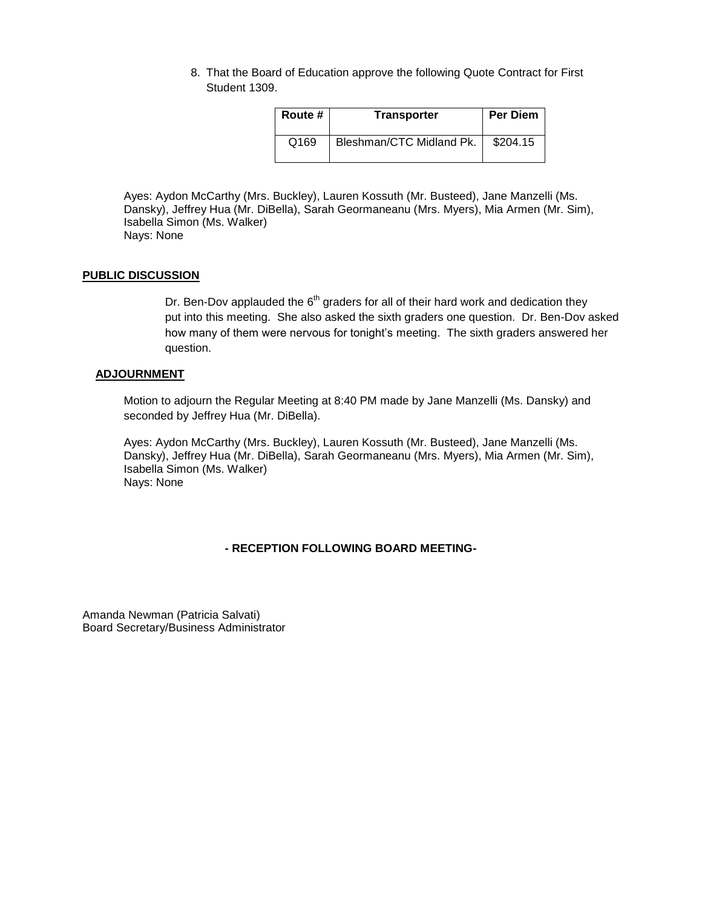8. That the Board of Education approve the following Quote Contract for First Student 1309.

| Route # | Transporter | Per Diem |
| --- | --- | --- |
| Q169 | Bleshman/CTC Midland Pk. | $204.15 |

Ayes: Aydon McCarthy (Mrs. Buckley), Lauren Kossuth (Mr. Busteed), Jane Manzelli (Ms. Dansky), Jeffrey Hua (Mr. DiBella), Sarah Geormaneanu (Mrs. Myers), Mia Armen (Mr. Sim), Isabella Simon (Ms. Walker)
Nays: None

**PUBLIC DISCUSSION**

Dr. Ben-Dov applauded the 6th graders for all of their hard work and dedication they put into this meeting. She also asked the sixth graders one question. Dr. Ben-Dov asked how many of them were nervous for tonight's meeting. The sixth graders answered her question.

**ADJOURNMENT**

Motion to adjourn the Regular Meeting at 8:40 PM made by Jane Manzelli (Ms. Dansky) and seconded by Jeffrey Hua (Mr. DiBella).

Ayes: Aydon McCarthy (Mrs. Buckley), Lauren Kossuth (Mr. Busteed), Jane Manzelli (Ms. Dansky), Jeffrey Hua (Mr. DiBella), Sarah Geormaneanu (Mrs. Myers), Mia Armen (Mr. Sim), Isabella Simon (Ms. Walker)
Nays: None

**- RECEPTION FOLLOWING BOARD MEETING-**

Amanda Newman (Patricia Salvati)
Board Secretary/Business Administrator